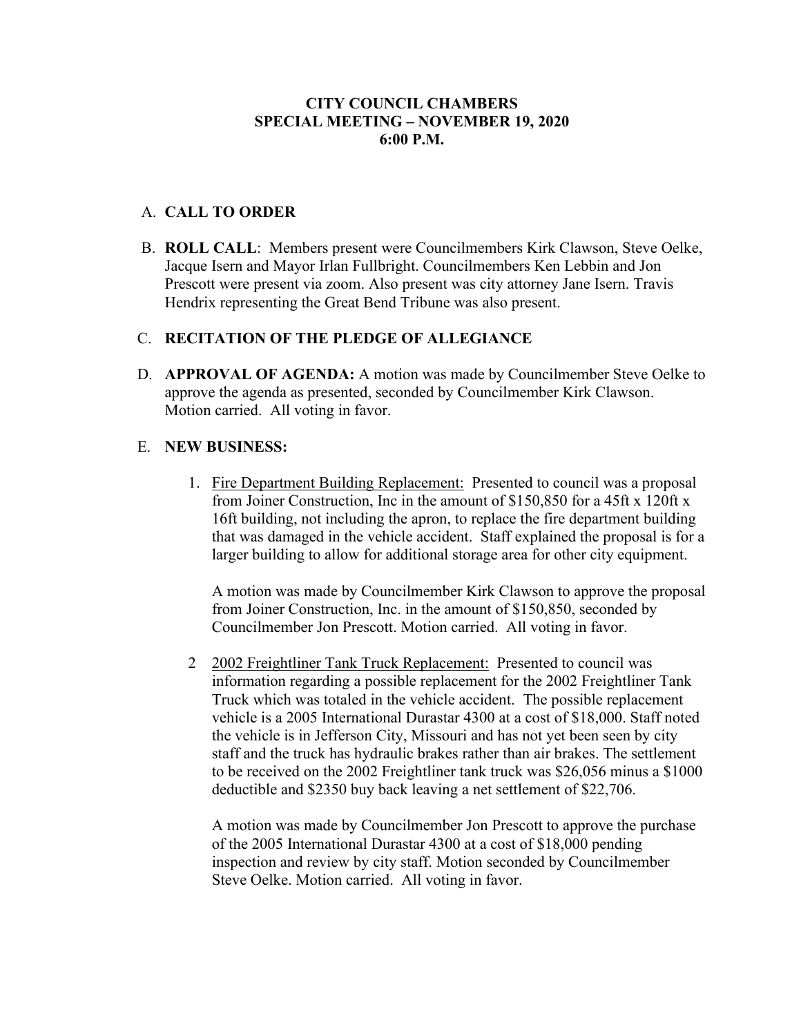# CITY COUNCIL CHAMBERS
## SPECIAL MEETING – NOVEMBER 19, 2020
## 6:00 P.M.

A. **CALL TO ORDER**

B. **ROLL CALL**: Members present were Councilmembers Kirk Clawson, Steve Oelke, Jacque Isern and Mayor Irlan Fullbright. Councilmembers Ken Lebbin and Jon Prescott were present via zoom. Also present was city attorney Jane Isern. Travis Hendrix representing the Great Bend Tribune was also present.

C. **RECITATION OF THE PLEDGE OF ALLEGIANCE**

D. **APPROVAL OF AGENDA:** A motion was made by Councilmember Steve Oelke to approve the agenda as presented, seconded by Councilmember Kirk Clawson. Motion carried. All voting in favor.

E. **NEW BUSINESS:**

1. Fire Department Building Replacement: Presented to council was a proposal from Joiner Construction, Inc in the amount of $150,850 for a 45ft x 120ft x 16ft building, not including the apron, to replace the fire department building that was damaged in the vehicle accident. Staff explained the proposal is for a larger building to allow for additional storage area for other city equipment.

   A motion was made by Councilmember Kirk Clawson to approve the proposal from Joiner Construction, Inc. in the amount of $150,850, seconded by Councilmember Jon Prescott. Motion carried. All voting in favor.

2. 2002 Freightliner Tank Truck Replacement: Presented to council was information regarding a possible replacement for the 2002 Freightliner Tank Truck which was totaled in the vehicle accident. The possible replacement vehicle is a 2005 International Durastar 4300 at a cost of $18,000. Staff noted the vehicle is in Jefferson City, Missouri and has not yet been seen by city staff and the truck has hydraulic brakes rather than air brakes. The settlement to be received on the 2002 Freightliner tank truck was $26,056 minus a $1000 deductible and $2350 buy back leaving a net settlement of $22,706.

   A motion was made by Councilmember Jon Prescott to approve the purchase of the 2005 International Durastar 4300 at a cost of $18,000 pending inspection and review by city staff. Motion seconded by Councilmember Steve Oelke. Motion carried. All voting in favor.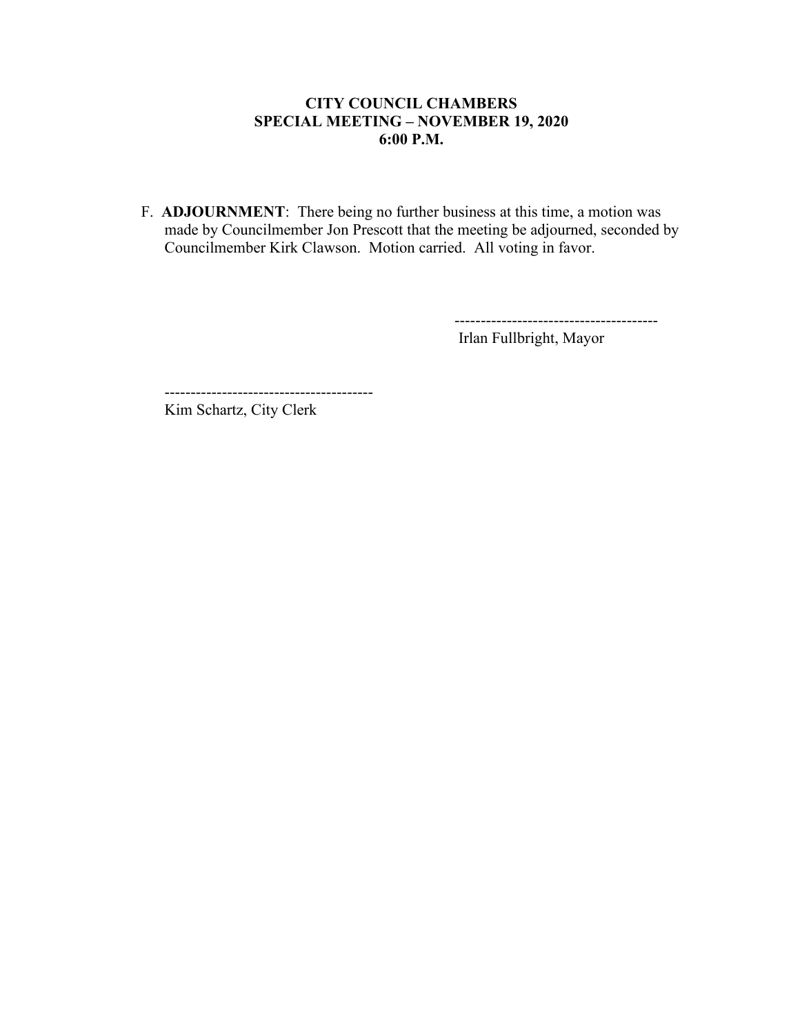**CITY COUNCIL CHAMBERS**
**SPECIAL MEETING – NOVEMBER 19, 2020**
**6:00 P.M.**

F. **ADJOURNMENT**: There being no further business at this time, a motion was made by Councilmember Jon Prescott that the meeting be adjourned, seconded by Councilmember Kirk Clawson. Motion carried. All voting in favor.

---------------------------------------
Irlan Fullbright, Mayor

----------------------------------------
Kim Schartz, City Clerk